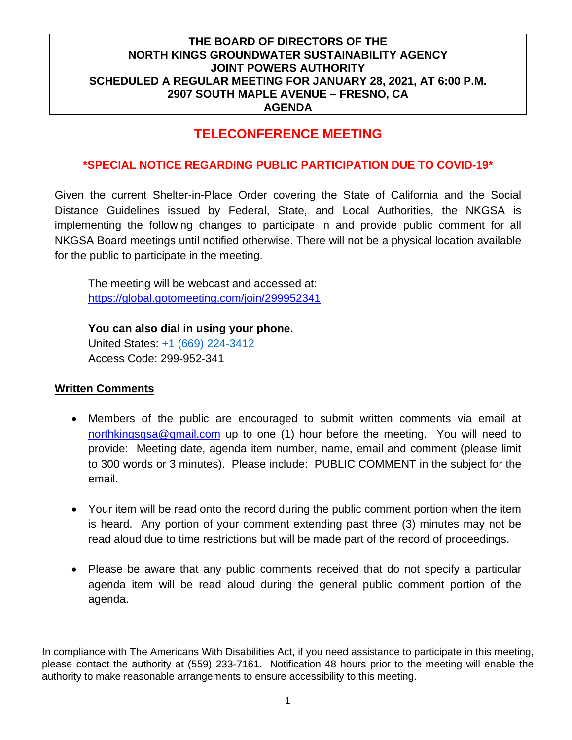**THE BOARD OF DIRECTORS OF THE**
**NORTH KINGS GROUNDWATER SUSTAINABILITY AGENCY**
**JOINT POWERS AUTHORITY**
**SCHEDULED A REGULAR MEETING FOR JANUARY 28, 2021, AT 6:00 P.M.**
**2907 SOUTH MAPLE AVENUE – FRESNO, CA**
**AGENDA**

# TELECONFERENCE MEETING

## *SPECIAL NOTICE REGARDING PUBLIC PARTICIPATION DUE TO COVID-19*

Given the current Shelter-in-Place Order covering the State of California and the Social Distance Guidelines issued by Federal, State, and Local Authorities, the NKGSA is implementing the following changes to participate in and provide public comment for all NKGSA Board meetings until notified otherwise. There will not be a physical location available for the public to participate in the meeting.

The meeting will be webcast and accessed at:
https://global.gotomeeting.com/join/299952341

**You can also dial in using your phone.**
United States: +1 (669) 224-3412
Access Code: 299-952-341

**Written Comments**

- Members of the public are encouraged to submit written comments via email at northkingsgsa@gmail.com up to one (1) hour before the meeting. You will need to provide: Meeting date, agenda item number, name, email and comment (please limit to 300 words or 3 minutes). Please include: PUBLIC COMMENT in the subject for the email.
- Your item will be read onto the record during the public comment portion when the item is heard. Any portion of your comment extending past three (3) minutes may not be read aloud due to time restrictions but will be made part of the record of proceedings.
- Please be aware that any public comments received that do not specify a particular agenda item will be read aloud during the general public comment portion of the agenda.

In compliance with The Americans With Disabilities Act, if you need assistance to participate in this meeting, please contact the authority at (559) 233-7161. Notification 48 hours prior to the meeting will enable the authority to make reasonable arrangements to ensure accessibility to this meeting.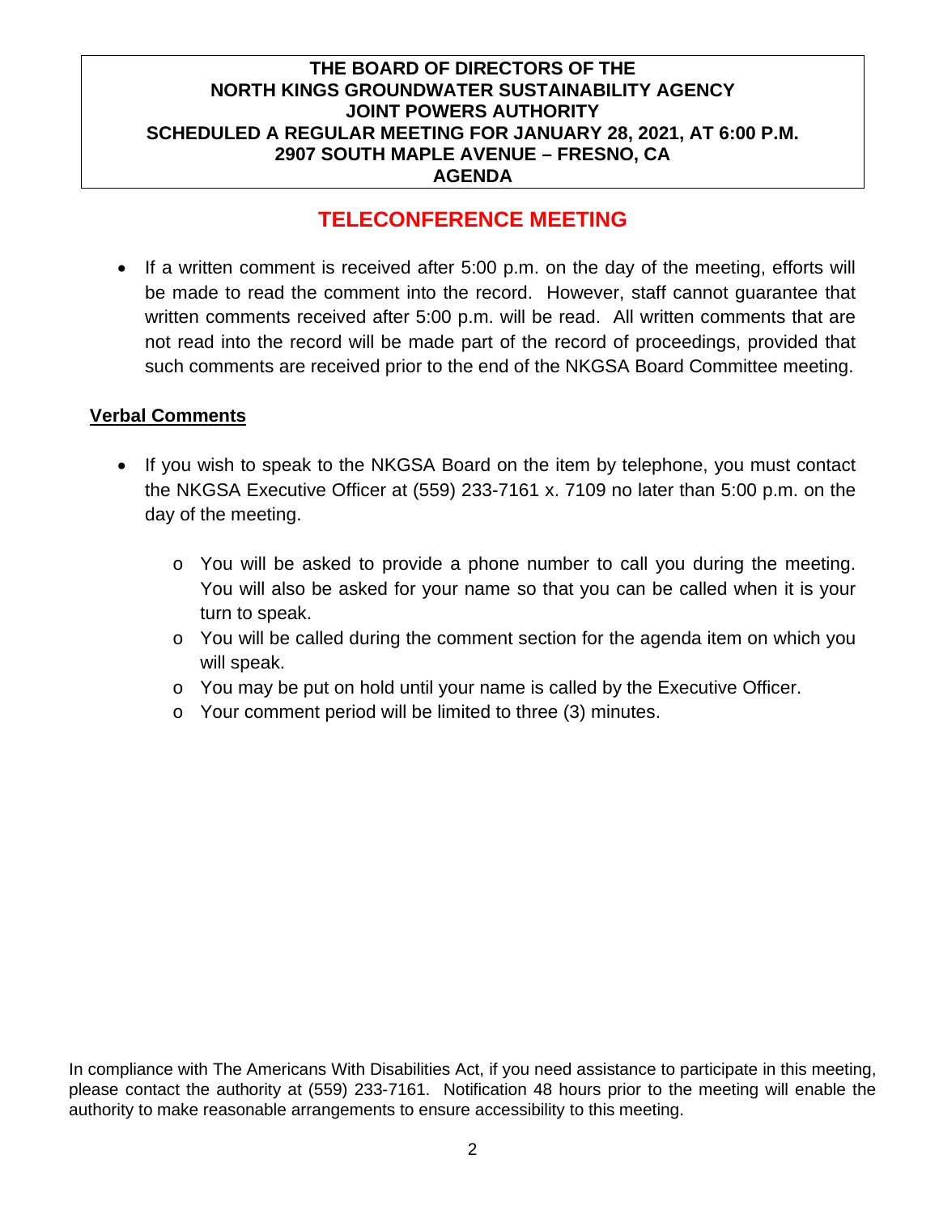**THE BOARD OF DIRECTORS OF THE**
**NORTH KINGS GROUNDWATER SUSTAINABILITY AGENCY**
**JOINT POWERS AUTHORITY**
**SCHEDULED A REGULAR MEETING FOR JANUARY 28, 2021, AT 6:00 P.M.**
**2907 SOUTH MAPLE AVENUE – FRESNO, CA**
**AGENDA**

## TELECONFERENCE MEETING

- If a written comment is received after 5:00 p.m. on the day of the meeting, efforts will be made to read the comment into the record. However, staff cannot guarantee that written comments received after 5:00 p.m. will be read. All written comments that are not read into the record will be made part of the record of proceedings, provided that such comments are received prior to the end of the NKGSA Board Committee meeting.

**<u>Verbal Comments</u>**

- If you wish to speak to the NKGSA Board on the item by telephone, you must contact the NKGSA Executive Officer at (559) 233-7161 x. 7109 no later than 5:00 p.m. on the day of the meeting.
  - You will be asked to provide a phone number to call you during the meeting. You will also be asked for your name so that you can be called when it is your turn to speak.
  - You will be called during the comment section for the agenda item on which you will speak.
  - You may be put on hold until your name is called by the Executive Officer.
  - Your comment period will be limited to three (3) minutes.

In compliance with The Americans With Disabilities Act, if you need assistance to participate in this meeting, please contact the authority at (559) 233-7161. Notification 48 hours prior to the meeting will enable the authority to make reasonable arrangements to ensure accessibility to this meeting.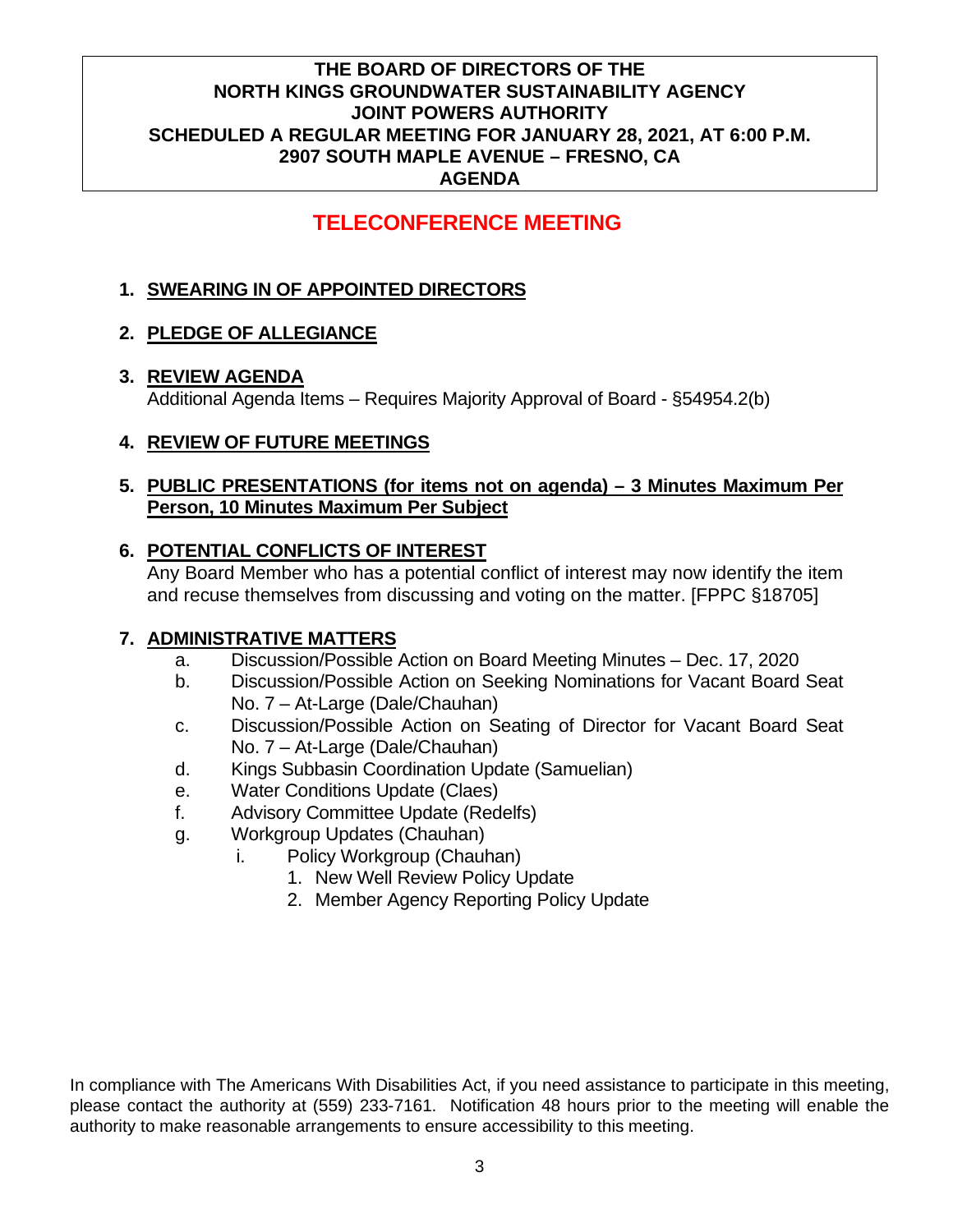**THE BOARD OF DIRECTORS OF THE**
**NORTH KINGS GROUNDWATER SUSTAINABILITY AGENCY**
**JOINT POWERS AUTHORITY**
**SCHEDULED A REGULAR MEETING FOR JANUARY 28, 2021, AT 6:00 P.M.**
**2907 SOUTH MAPLE AVENUE – FRESNO, CA**
**AGENDA**

# TELECONFERENCE MEETING

1. **SWEARING IN OF APPOINTED DIRECTORS**

2. **PLEDGE OF ALLEGIANCE**

3. **REVIEW AGENDA**
   Additional Agenda Items – Requires Majority Approval of Board - §54954.2(b)

4. **REVIEW OF FUTURE MEETINGS**

5. **PUBLIC PRESENTATIONS (for items not on agenda) – 3 Minutes Maximum Per Person, 10 Minutes Maximum Per Subject**

6. **POTENTIAL CONFLICTS OF INTEREST**
   Any Board Member who has a potential conflict of interest may now identify the item and recuse themselves from discussing and voting on the matter. [FPPC §18705]

7. **ADMINISTRATIVE MATTERS**
   a. Discussion/Possible Action on Board Meeting Minutes – Dec. 17, 2020
   b. Discussion/Possible Action on Seeking Nominations for Vacant Board Seat No. 7 – At-Large (Dale/Chauhan)
   c. Discussion/Possible Action on Seating of Director for Vacant Board Seat No. 7 – At-Large (Dale/Chauhan)
   d. Kings Subbasin Coordination Update (Samuelian)
   e. Water Conditions Update (Claes)
   f. Advisory Committee Update (Redelfs)
   g. Workgroup Updates (Chauhan)
      i. Policy Workgroup (Chauhan)
         1. New Well Review Policy Update
         2. Member Agency Reporting Policy Update

In compliance with The Americans With Disabilities Act, if you need assistance to participate in this meeting, please contact the authority at (559) 233-7161. Notification 48 hours prior to the meeting will enable the authority to make reasonable arrangements to ensure accessibility to this meeting.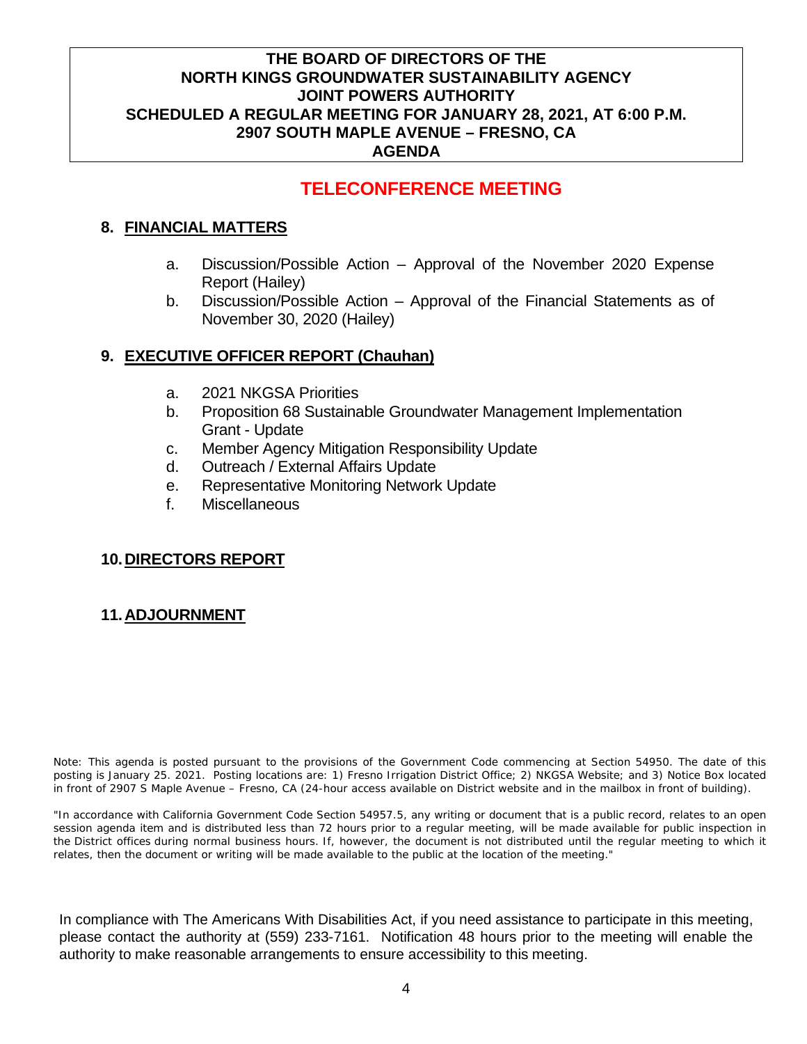**THE BOARD OF DIRECTORS OF THE**
**NORTH KINGS GROUNDWATER SUSTAINABILITY AGENCY**
**JOINT POWERS AUTHORITY**
**SCHEDULED A REGULAR MEETING FOR JANUARY 28, 2021, AT 6:00 P.M.**
**2907 SOUTH MAPLE AVENUE – FRESNO, CA**
**AGENDA**

# TELECONFERENCE MEETING

## 8. FINANCIAL MATTERS

a. Discussion/Possible Action – Approval of the November 2020 Expense Report (Hailey)

b. Discussion/Possible Action – Approval of the Financial Statements as of November 30, 2020 (Hailey)

## 9. EXECUTIVE OFFICER REPORT (Chauhan)

a. 2021 NKGSA Priorities

b. Proposition 68 Sustainable Groundwater Management Implementation Grant - Update

c. Member Agency Mitigation Responsibility Update

d. Outreach / External Affairs Update

e. Representative Monitoring Network Update

f. Miscellaneous

## 10. DIRECTORS REPORT

## 11. ADJOURNMENT

Note: This agenda is posted pursuant to the provisions of the Government Code commencing at Section 54950. The date of this posting is January 25. 2021. Posting locations are: 1) Fresno Irrigation District Office; 2) NKGSA Website; and 3) Notice Box located in front of 2907 S Maple Avenue – Fresno, CA (24-hour access available on District website and in the mailbox in front of building).

"In accordance with California Government Code Section 54957.5, any writing or document that is a public record, relates to an open session agenda item and is distributed less than 72 hours prior to a regular meeting, will be made available for public inspection in the District offices during normal business hours. If, however, the document is not distributed until the regular meeting to which it relates, then the document or writing will be made available to the public at the location of the meeting."

In compliance with The Americans With Disabilities Act, if you need assistance to participate in this meeting, please contact the authority at (559) 233-7161. Notification 48 hours prior to the meeting will enable the authority to make reasonable arrangements to ensure accessibility to this meeting.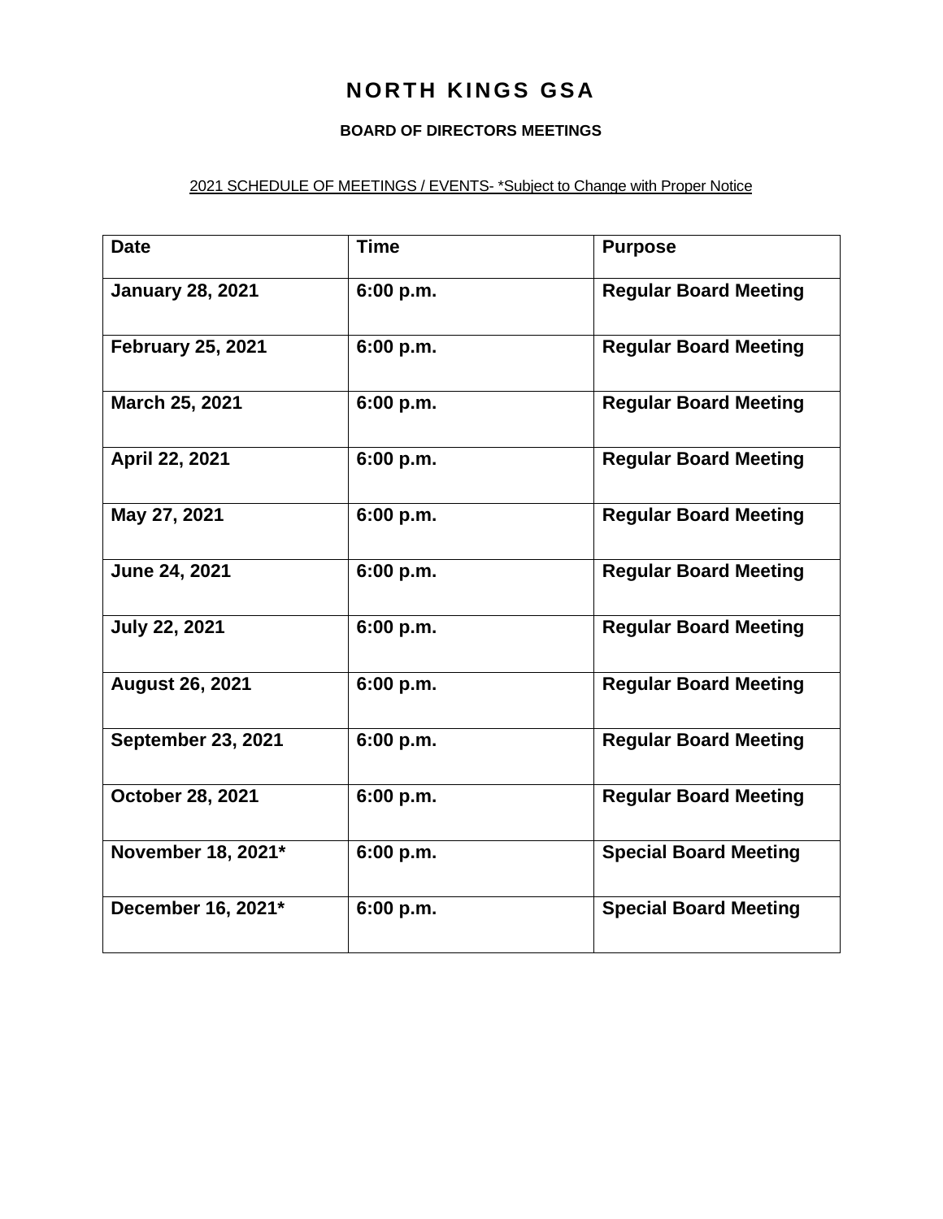# NORTH KINGS GSA

## BOARD OF DIRECTORS MEETINGS

2021 SCHEDULE OF MEETINGS / EVENTS- *Subject to Change with Proper Notice

| Date | Time | Purpose |
|---|---|---|
| January 28, 2021 | 6:00 p.m. | Regular Board Meeting |
| February 25, 2021 | 6:00 p.m. | Regular Board Meeting |
| March 25, 2021 | 6:00 p.m. | Regular Board Meeting |
| April 22, 2021 | 6:00 p.m. | Regular Board Meeting |
| May 27, 2021 | 6:00 p.m. | Regular Board Meeting |
| June 24, 2021 | 6:00 p.m. | Regular Board Meeting |
| July 22, 2021 | 6:00 p.m. | Regular Board Meeting |
| August 26, 2021 | 6:00 p.m. | Regular Board Meeting |
| September 23, 2021 | 6:00 p.m. | Regular Board Meeting |
| October 28, 2021 | 6:00 p.m. | Regular Board Meeting |
| November 18, 2021* | 6:00 p.m. | Special Board Meeting |
| December 16, 2021* | 6:00 p.m. | Special Board Meeting |